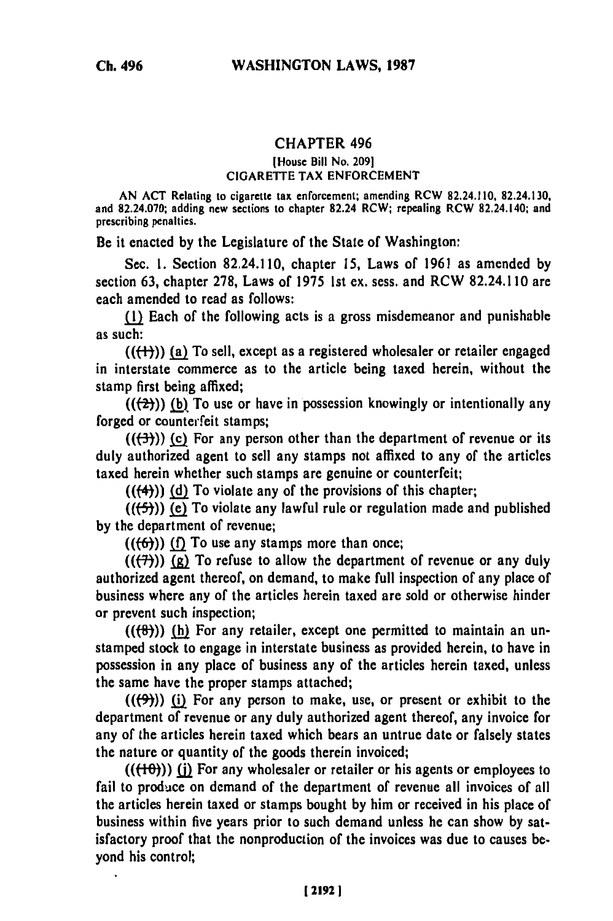# CHAPTER 496

[House Bill No. 209]

CIGARETTE TAX ENFORCEMENT

AN ACT Relating to cigarette tax enforcement; amending RCW 82.24.110, 82.24.130, and 82.24.070; adding new sections to chapter 82.24 RCW; repealing RCW 82.24.140; and prescribing penalties.

Be it enacted by the Legislature of the State of Washington:

Sec. 1. Section 82.24.110, chapter 15, Laws of 1961 as amended by section 63, chapter 278, Laws of 1975 1st ex. sess. and RCW 82.24.110 are each amended to read as follows:

(1) Each of the following acts is a gross misdemeanor and punishable as such:

~~((1))~~ (a) To sell, except as a registered wholesaler or retailer engaged in interstate commerce as to the article being taxed herein, without the stamp first being affixed;

~~((2))~~ (b) To use or have in possession knowingly or intentionally any forged or counterfeit stamps;

~~((3))~~ (c) For any person other than the department of revenue or its duly authorized agent to sell any stamps not affixed to any of the articles taxed herein whether such stamps are genuine or counterfeit;

~~((4))~~ (d) To violate any of the provisions of this chapter;

~~((5))~~ (e) To violate any lawful rule or regulation made and published by the department of revenue;

~~((6))~~ (f) To use any stamps more than once;

~~((7))~~ (g) To refuse to allow the department of revenue or any duly authorized agent thereof, on demand, to make full inspection of any place of business where any of the articles herein taxed are sold or otherwise hinder or prevent such inspection;

~~((8))~~ (h) For any retailer, except one permitted to maintain an unstamped stock to engage in interstate business as provided herein, to have in possession in any place of business any of the articles herein taxed, unless the same have the proper stamps attached;

~~((9))~~ (i) For any person to make, use, or present or exhibit to the department of revenue or any duly authorized agent thereof, any invoice for any of the articles herein taxed which bears an untrue date or falsely states the nature or quantity of the goods therein invoiced;

~~((10))~~ (j) For any wholesaler or retailer or his agents or employees to fail to produce on demand of the department of revenue all invoices of all the articles herein taxed or stamps bought by him or received in his place of business within five years prior to such demand unless he can show by satisfactory proof that the nonproduction of the invoices was due to causes beyond his control;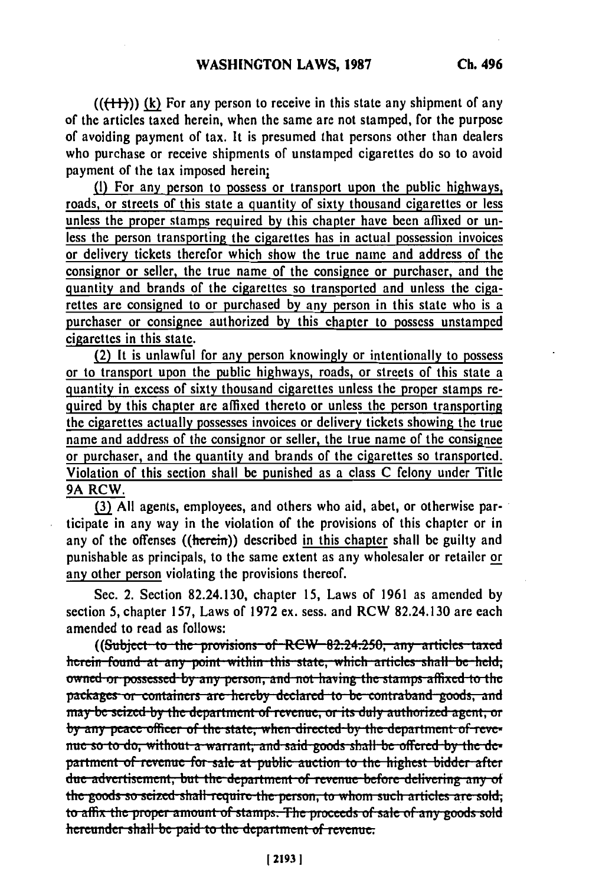(((11))) (k) For any person to receive in this state any shipment of any of the articles taxed herein, when the same are not stamped, for the purpose of avoiding payment of tax. It is presumed that persons other than dealers who purchase or receive shipments of unstamped cigarettes do so to avoid payment of the tax imposed herein;

(l) For any person to possess or transport upon the public highways, roads, or streets of this state a quantity of sixty thousand cigarettes or less unless the proper stamps required by this chapter have been affixed or unless the person transporting the cigarettes has in actual possession invoices or delivery tickets therefor which show the true name and address of the consignor or seller, the true name of the consignee or purchaser, and the quantity and brands of the cigarettes so transported and unless the cigarettes are consigned to or purchased by any person in this state who is a purchaser or consignee authorized by this chapter to possess unstamped cigarettes in this state.

(2) It is unlawful for any person knowingly or intentionally to possess or to transport upon the public highways, roads, or streets of this state a quantity in excess of sixty thousand cigarettes unless the proper stamps required by this chapter are affixed thereto or unless the person transporting the cigarettes actually possesses invoices or delivery tickets showing the true name and address of the consignor or seller, the true name of the consignee or purchaser, and the quantity and brands of the cigarettes so transported. Violation of this section shall be punished as a class C felony under Title 9A RCW.

(3) All agents, employees, and others who aid, abet, or otherwise participate in any way in the violation of the provisions of this chapter or in any of the offenses ((herein)) described in this chapter shall be guilty and punishable as principals, to the same extent as any wholesaler or retailer or any other person violating the provisions thereof.

Sec. 2. Section 82.24.130, chapter 15, Laws of 1961 as amended by section 5, chapter 157, Laws of 1972 ex. sess. and RCW 82.24.130 are each amended to read as follows:

((~~Subject to the provisions of RCW 82.24.250, any articles taxed herein found at any point within this state, which articles shall be held, owned or possessed by any person, and not having the stamps affixed to the packages or containers are hereby declared to be contraband goods, and may be seized by the department of revenue, or its duly authorized agent, or by any peace officer of the state, when directed by the department of revenue so to do, without a warrant, and said goods shall be offered by the department of revenue for sale at public auction to the highest bidder after due advertisement, but the department of revenue before delivering any of the goods so seized shall require the person, to whom such articles are sold, to affix the proper amount of stamps. The proceeds of sale of any goods sold hereunder shall be paid to the department of revenue.~~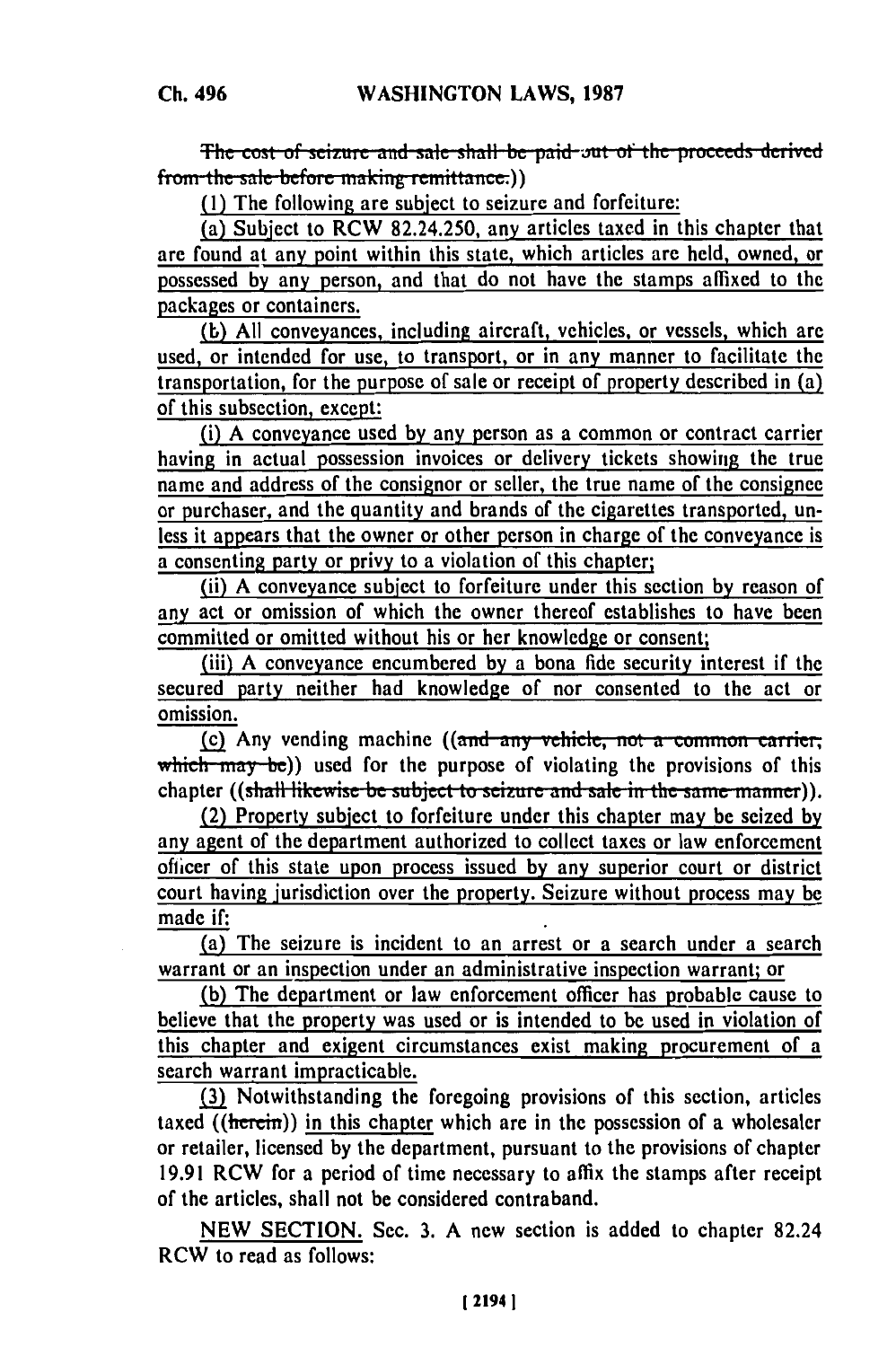~~The cost of seizure and sale shall be paid out of the proceeds derived from the sale before making remittance.~~))

(1) The following are subject to seizure and forfeiture:

(a) Subject to RCW 82.24.250, any articles taxed in this chapter that are found at any point within this state, which articles are held, owned, or possessed by any person, and that do not have the stamps affixed to the packages or containers.

(b) All conveyances, including aircraft, vehicles, or vessels, which are used, or intended for use, to transport, or in any manner to facilitate the transportation, for the purpose of sale or receipt of property described in (a) of this subsection, except:

(i) A conveyance used by any person as a common or contract carrier having in actual possession invoices or delivery tickets showing the true name and address of the consignor or seller, the true name of the consignee or purchaser, and the quantity and brands of the cigarettes transported, unless it appears that the owner or other person in charge of the conveyance is a consenting party or privy to a violation of this chapter;

(ii) A conveyance subject to forfeiture under this section by reason of any act or omission of which the owner thereof establishes to have been committed or omitted without his or her knowledge or consent;

(iii) A conveyance encumbered by a bona fide security interest if the secured party neither had knowledge of nor consented to the act or omission.

(c) Any vending machine ((~~and any vehicle, not a common carrier, which may be~~)) used for the purpose of violating the provisions of this chapter ((~~shall likewise be subject to seizure and sale in the same manner~~)).

(2) Property subject to forfeiture under this chapter may be seized by any agent of the department authorized to collect taxes or law enforcement officer of this state upon process issued by any superior court or district court having jurisdiction over the property. Seizure without process may be made if:

(a) The seizure is incident to an arrest or a search under a search warrant or an inspection under an administrative inspection warrant; or

(b) The department or law enforcement officer has probable cause to believe that the property was used or is intended to be used in violation of this chapter and exigent circumstances exist making procurement of a search warrant impracticable.

(3) Notwithstanding the foregoing provisions of this section, articles taxed ((~~herein~~)) in this chapter which are in the possession of a wholesaler or retailer, licensed by the department, pursuant to the provisions of chapter 19.91 RCW for a period of time necessary to affix the stamps after receipt of the articles, shall not be considered contraband.

NEW SECTION. Sec. 3. A new section is added to chapter 82.24 RCW to read as follows: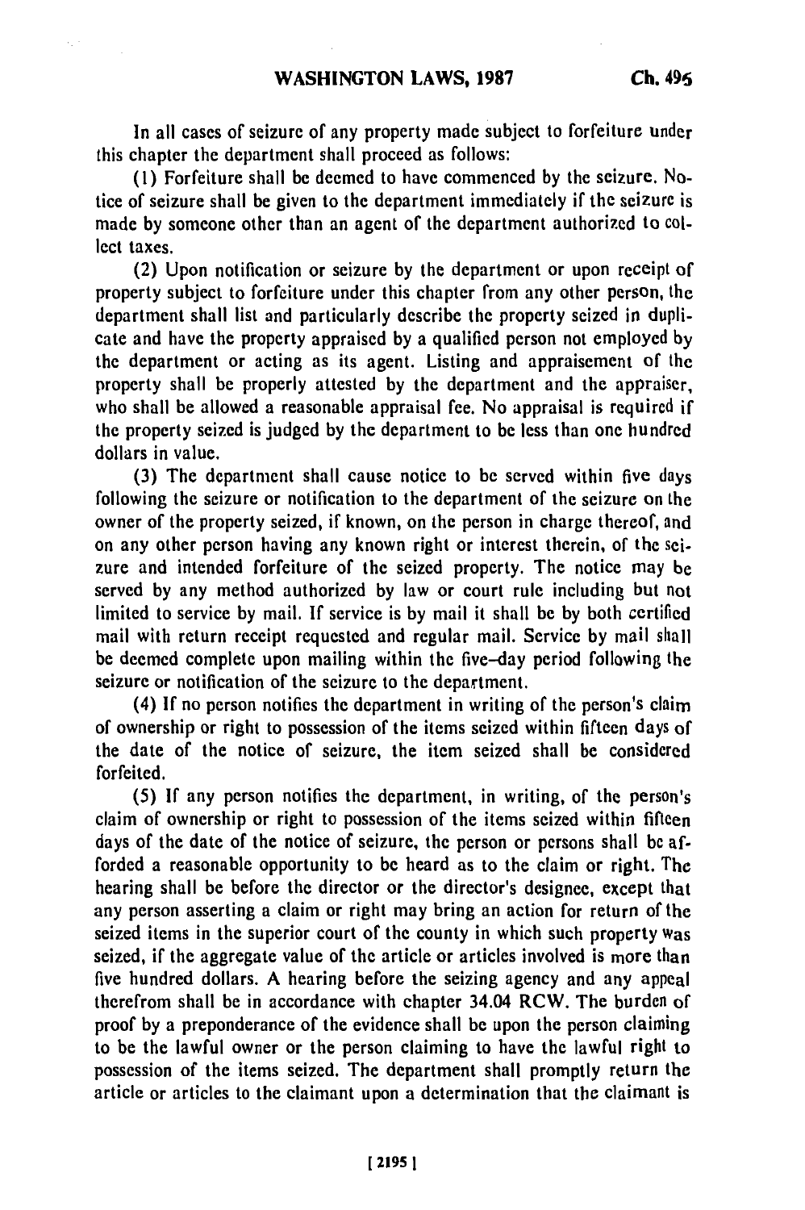In all cases of seizure of any property made subject to forfeiture under this chapter the department shall proceed as follows:

(1) Forfeiture shall be deemed to have commenced by the seizure. Notice of seizure shall be given to the department immediately if the seizure is made by someone other than an agent of the department authorized to collect taxes.

(2) Upon notification or seizure by the department or upon receipt of property subject to forfeiture under this chapter from any other person, the department shall list and particularly describe the property seized in duplicate and have the property appraised by a qualified person not employed by the department or acting as its agent. Listing and appraisement of the property shall be properly attested by the department and the appraiser, who shall be allowed a reasonable appraisal fee. No appraisal is required if the property seized is judged by the department to be less than one hundred dollars in value.

(3) The department shall cause notice to be served within five days following the seizure or notification to the department of the seizure on the owner of the property seized, if known, on the person in charge thereof, and on any other person having any known right or interest therein, of the seizure and intended forfeiture of the seized property. The notice may be served by any method authorized by law or court rule including but not limited to service by mail. If service is by mail it shall be by both certified mail with return receipt requested and regular mail. Service by mail shall be deemed complete upon mailing within the five-day period following the seizure or notification of the seizure to the department.

(4) If no person notifies the department in writing of the person's claim of ownership or right to possession of the items seized within fifteen days of the date of the notice of seizure, the item seized shall be considered forfeited.

(5) If any person notifies the department, in writing, of the person's claim of ownership or right to possession of the items seized within fifteen days of the date of the notice of seizure, the person or persons shall be afforded a reasonable opportunity to be heard as to the claim or right. The hearing shall be before the director or the director's designee, except that any person asserting a claim or right may bring an action for return of the seized items in the superior court of the county in which such property was seized, if the aggregate value of the article or articles involved is more than five hundred dollars. A hearing before the seizing agency and any appeal therefrom shall be in accordance with chapter 34.04 RCW. The burden of proof by a preponderance of the evidence shall be upon the person claiming to be the lawful owner or the person claiming to have the lawful right to possession of the items seized. The department shall promptly return the article or articles to the claimant upon a determination that the claimant is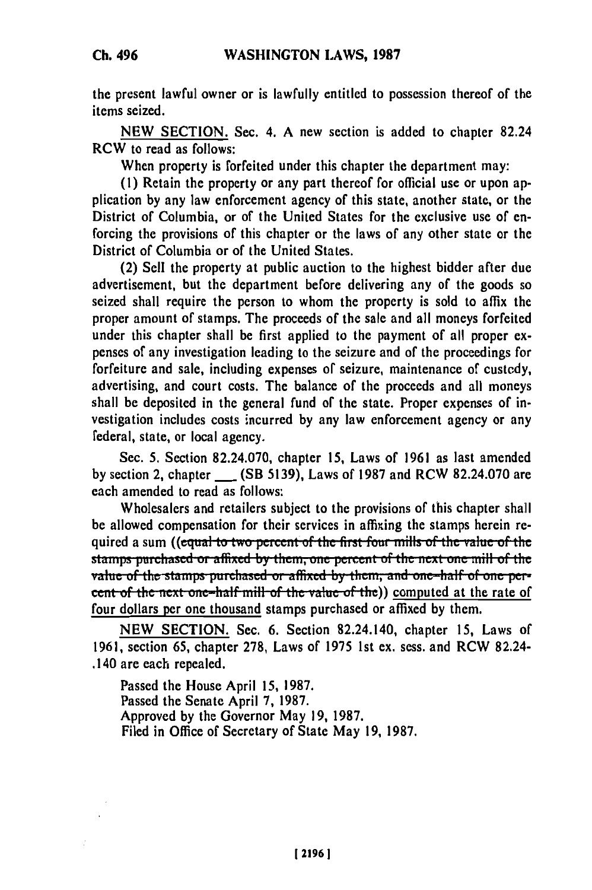the present lawful owner or is lawfully entitled to possession thereof of the items seized.

NEW SECTION. Sec. 4. A new section is added to chapter 82.24 RCW to read as follows:

When property is forfeited under this chapter the department may:

(1) Retain the property or any part thereof for official use or upon application by any law enforcement agency of this state, another state, or the District of Columbia, or of the United States for the exclusive use of enforcing the provisions of this chapter or the laws of any other state or the District of Columbia or of the United States.

(2) Sell the property at public auction to the highest bidder after due advertisement, but the department before delivering any of the goods so seized shall require the person to whom the property is sold to affix the proper amount of stamps. The proceeds of the sale and all moneys forfeited under this chapter shall be first applied to the payment of all proper expenses of any investigation leading to the seizure and of the proceedings for forfeiture and sale, including expenses of seizure, maintenance of custody, advertising, and court costs. The balance of the proceeds and all moneys shall be deposited in the general fund of the state. Proper expenses of investigation includes costs incurred by any law enforcement agency or any federal, state, or local agency.

Sec. 5. Section 82.24.070, chapter 15, Laws of 1961 as last amended by section 2, chapter \_\_\_ (SB 5139), Laws of 1987 and RCW 82.24.070 are each amended to read as follows:

Wholesalers and retailers subject to the provisions of this chapter shall be allowed compensation for their services in affixing the stamps herein required a sum ((~~equal to two percent of the first four mills of the value of the stamps purchased or affixed by them, one percent of the next one mill of the value of the stamps purchased or affixed by them, and one-half of one percent of the next one-half mill of the value of the~~)) <u>computed at the rate of four dollars per one thousand</u> stamps purchased or affixed by them.

NEW SECTION. Sec. 6. Section 82.24.140, chapter 15, Laws of 1961, section 65, chapter 278, Laws of 1975 1st ex. sess. and RCW 82.24.140 are each repealed.

Passed the House April 15, 1987.
Passed the Senate April 7, 1987.
Approved by the Governor May 19, 1987.
Filed in Office of Secretary of State May 19, 1987.